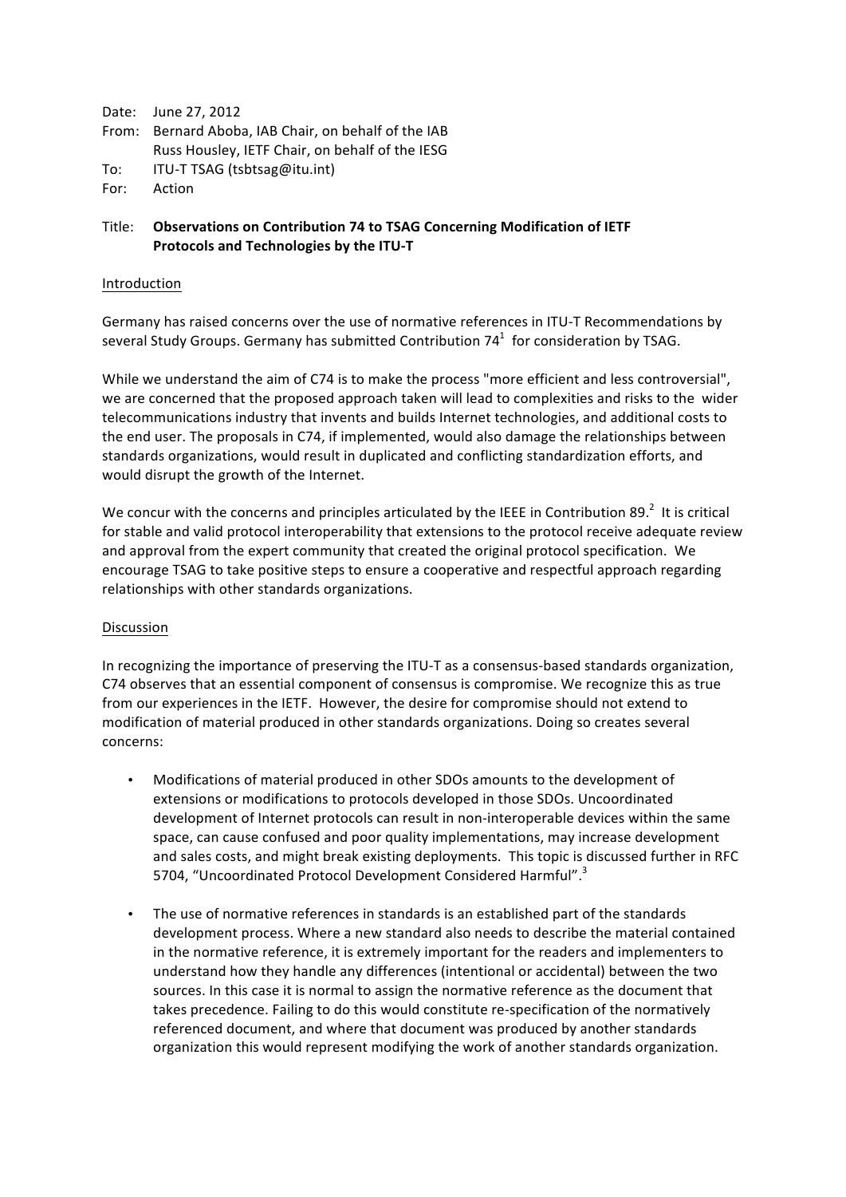Date: June 27, 2012

From: Bernard Aboba, IAB Chair, on behalf of the IAB
Russ Housley, IETF Chair, on behalf of the IESG

To: ITU-T TSAG (tsbtsag@itu.int)

For: Action

Title: **Observations on Contribution 74 to TSAG Concerning Modification of IETF Protocols and Technologies by the ITU-T**

## Introduction

Germany has raised concerns over the use of normative references in ITU-T Recommendations by several Study Groups. Germany has submitted Contribution 74[1] for consideration by TSAG.

While we understand the aim of C74 is to make the process "more efficient and less controversial", we are concerned that the proposed approach taken will lead to complexities and risks to the wider telecommunications industry that invents and builds Internet technologies, and additional costs to the end user. The proposals in C74, if implemented, would also damage the relationships between standards organizations, would result in duplicated and conflicting standardization efforts, and would disrupt the growth of the Internet.

We concur with the concerns and principles articulated by the IEEE in Contribution 89.[2] It is critical for stable and valid protocol interoperability that extensions to the protocol receive adequate review and approval from the expert community that created the original protocol specification. We encourage TSAG to take positive steps to ensure a cooperative and respectful approach regarding relationships with other standards organizations.

## Discussion

In recognizing the importance of preserving the ITU-T as a consensus-based standards organization, C74 observes that an essential component of consensus is compromise. We recognize this as true from our experiences in the IETF. However, the desire for compromise should not extend to modification of material produced in other standards organizations. Doing so creates several concerns:

- Modifications of material produced in other SDOs amounts to the development of extensions or modifications to protocols developed in those SDOs. Uncoordinated development of Internet protocols can result in non-interoperable devices within the same space, can cause confused and poor quality implementations, may increase development and sales costs, and might break existing deployments. This topic is discussed further in RFC 5704, "Uncoordinated Protocol Development Considered Harmful".[3]

- The use of normative references in standards is an established part of the standards development process. Where a new standard also needs to describe the material contained in the normative reference, it is extremely important for the readers and implementers to understand how they handle any differences (intentional or accidental) between the two sources. In this case it is normal to assign the normative reference as the document that takes precedence. Failing to do this would constitute re-specification of the normatively referenced document, and where that document was produced by another standards organization this would represent modifying the work of another standards organization.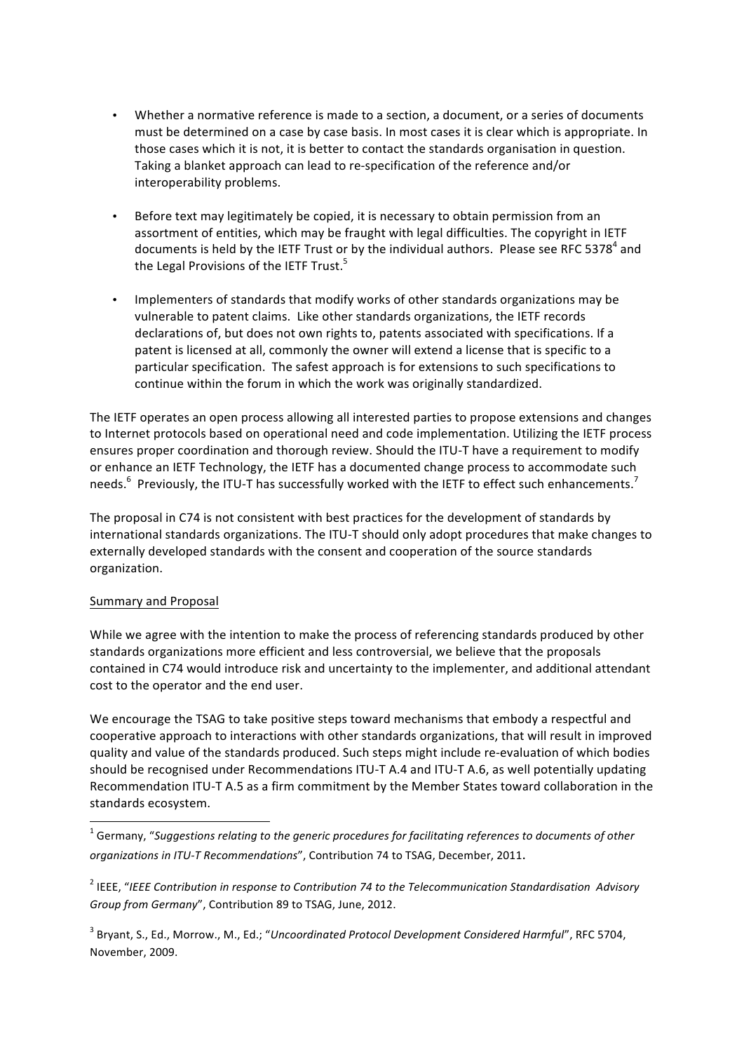- Whether a normative reference is made to a section, a document, or a series of documents must be determined on a case by case basis. In most cases it is clear which is appropriate. In those cases which it is not, it is better to contact the standards organisation in question. Taking a blanket approach can lead to re-specification of the reference and/or interoperability problems.

- Before text may legitimately be copied, it is necessary to obtain permission from an assortment of entities, which may be fraught with legal difficulties. The copyright in IETF documents is held by the IETF Trust or by the individual authors. Please see RFC 5378[4] and the Legal Provisions of the IETF Trust.[5]

- Implementers of standards that modify works of other standards organizations may be vulnerable to patent claims. Like other standards organizations, the IETF records declarations of, but does not own rights to, patents associated with specifications. If a patent is licensed at all, commonly the owner will extend a license that is specific to a particular specification. The safest approach is for extensions to such specifications to continue within the forum in which the work was originally standardized.

The IETF operates an open process allowing all interested parties to propose extensions and changes to Internet protocols based on operational need and code implementation. Utilizing the IETF process ensures proper coordination and thorough review. Should the ITU-T have a requirement to modify or enhance an IETF Technology, the IETF has a documented change process to accommodate such needs.[6] Previously, the ITU-T has successfully worked with the IETF to effect such enhancements.[7]

The proposal in C74 is not consistent with best practices for the development of standards by international standards organizations. The ITU-T should only adopt procedures that make changes to externally developed standards with the consent and cooperation of the source standards organization.

## Summary and Proposal

While we agree with the intention to make the process of referencing standards produced by other standards organizations more efficient and less controversial, we believe that the proposals contained in C74 would introduce risk and uncertainty to the implementer, and additional attendant cost to the operator and the end user.

We encourage the TSAG to take positive steps toward mechanisms that embody a respectful and cooperative approach to interactions with other standards organizations, that will result in improved quality and value of the standards produced. Such steps might include re-evaluation of which bodies should be recognised under Recommendations ITU-T A.4 and ITU-T A.6, as well potentially updating Recommendation ITU-T A.5 as a firm commitment by the Member States toward collaboration in the standards ecosystem.

---

[1] Germany, "*Suggestions relating to the generic procedures for facilitating references to documents of other organizations in ITU-T Recommendations*", Contribution 74 to TSAG, December, 2011.

[2] IEEE, "*IEEE Contribution in response to Contribution 74 to the Telecommunication Standardisation Advisory Group from Germany*", Contribution 89 to TSAG, June, 2012.

[3] Bryant, S., Ed., Morrow., M., Ed.; "*Uncoordinated Protocol Development Considered Harmful*", RFC 5704, November, 2009.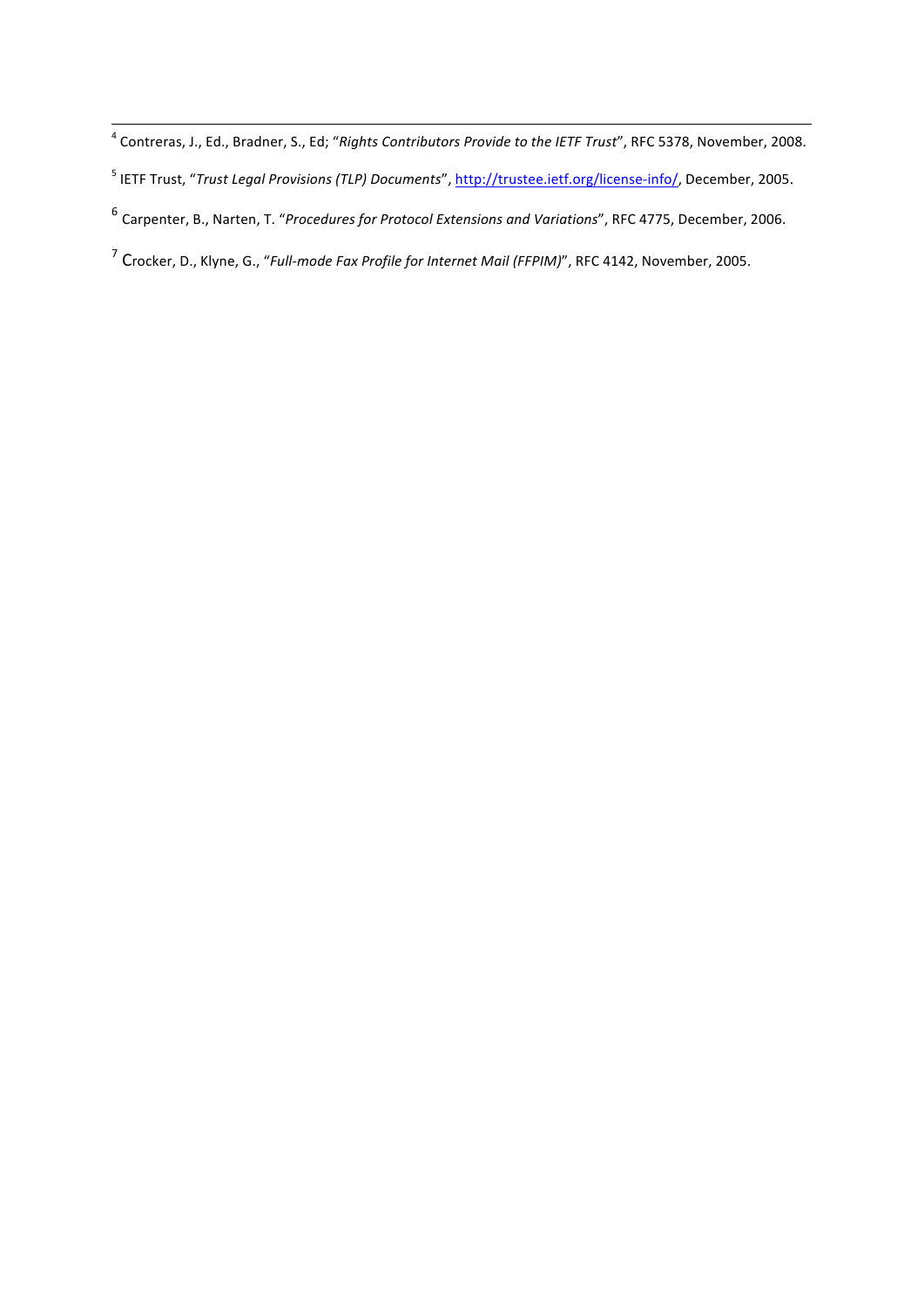[4] Contreras, J., Ed., Bradner, S., Ed; "*Rights Contributors Provide to the IETF Trust*", RFC 5378, November, 2008.

[5] IETF Trust, "*Trust Legal Provisions (TLP) Documents*", http://trustee.ietf.org/license-info/, December, 2005.

[6] Carpenter, B., Narten, T. "*Procedures for Protocol Extensions and Variations*", RFC 4775, December, 2006.

[7] Crocker, D., Klyne, G., "*Full-mode Fax Profile for Internet Mail (FFPIM)*", RFC 4142, November, 2005.